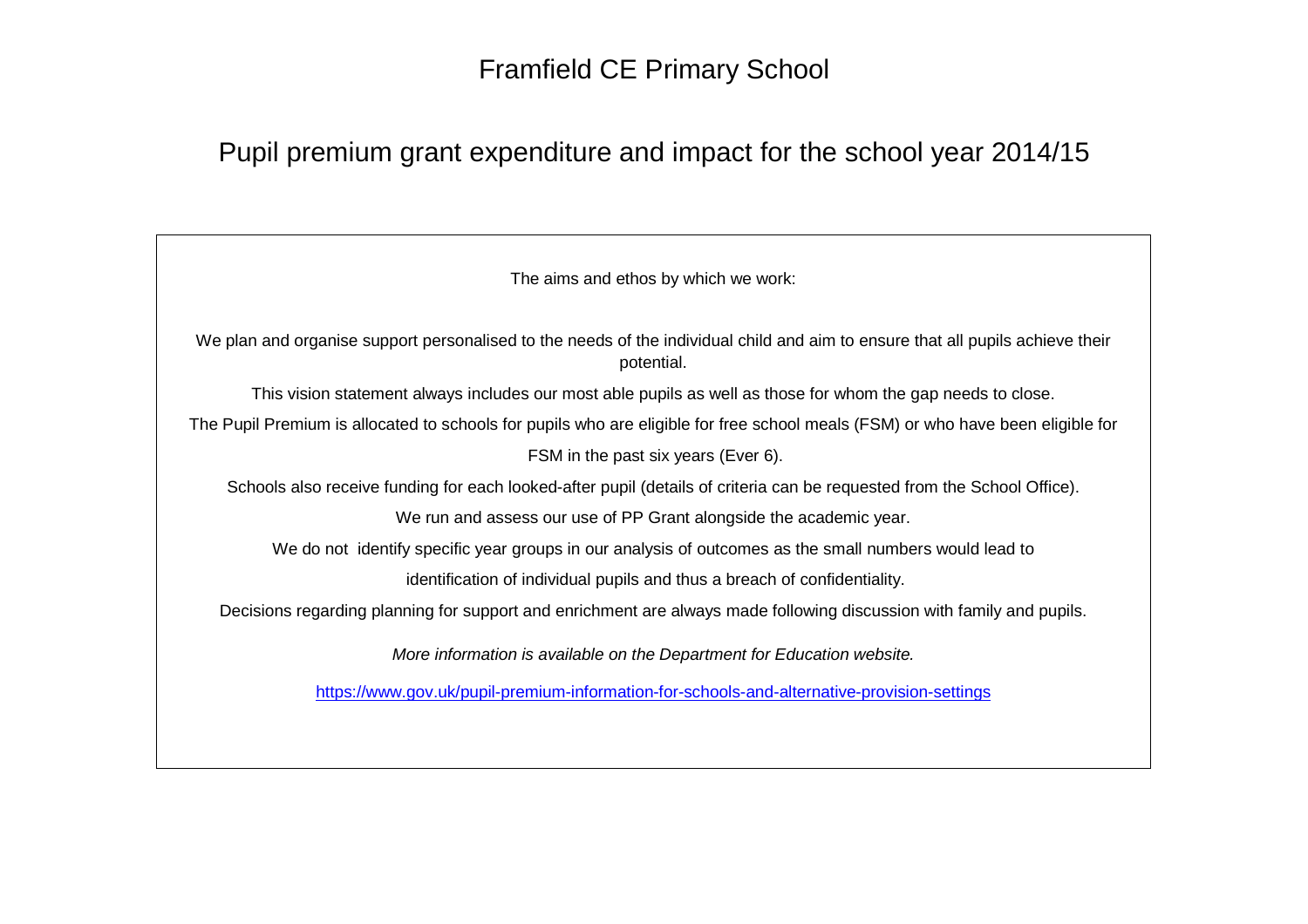# Framfield CE Primary School

## Pupil premium grant expenditure and impact for the school year 2014/15

The aims and ethos by which we work:

We plan and organise support personalised to the needs of the individual child and aim to ensure that all pupils achieve their potential.

This vision statement always includes our most able pupils as well as those for whom the gap needs to close.

The Pupil Premium is allocated to schools for pupils who are eligible for free school meals (FSM) or who have been eligible for FSM in the past six years (Ever 6).

Schools also receive funding for each looked-after pupil (details of criteria can be requested from the School Office).

We run and assess our use of PP Grant alongside the academic year.

We do not identify specific year groups in our analysis of outcomes as the small numbers would lead to identification of individual pupils and thus a breach of confidentiality.

Decisions regarding planning for support and enrichment are always made following discussion with family and pupils.

*More information is available on the Department for Education website.*

https://www.gov.uk/pupil-premium-information-for-schools-and-alternative-provision-settings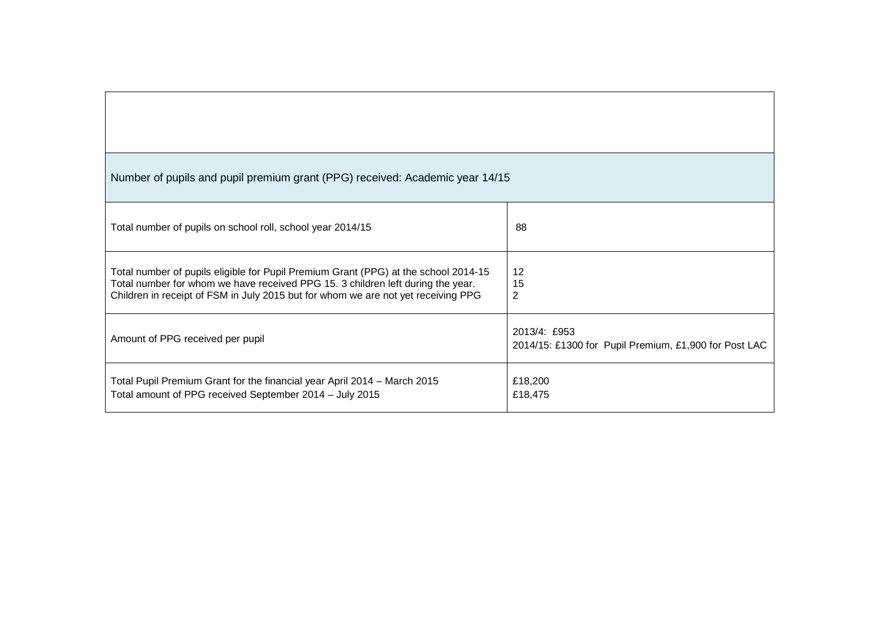| Number of pupils and pupil premium grant (PPG) received: Academic year 14/15 | |
|---|---|
| Total number of pupils on school roll, school year 2014/15 | 88 |
| Total number of pupils eligible for Pupil Premium Grant (PPG) at the school 2014-15<br>Total number for whom we have received PPG 15. 3 children left during the year.<br>Children in receipt of FSM in July 2015 but for whom we are not yet receiving PPG | 12<br>15<br>2 |
| Amount of PPG received per pupil | 2013/4: £953<br>2014/15: £1300 for Pupil Premium, £1,900 for Post LAC |
| Total Pupil Premium Grant for the financial year April 2014 – March 2015<br>Total amount of PPG received September 2014 – July 2015 | £18,200<br>£18,475 |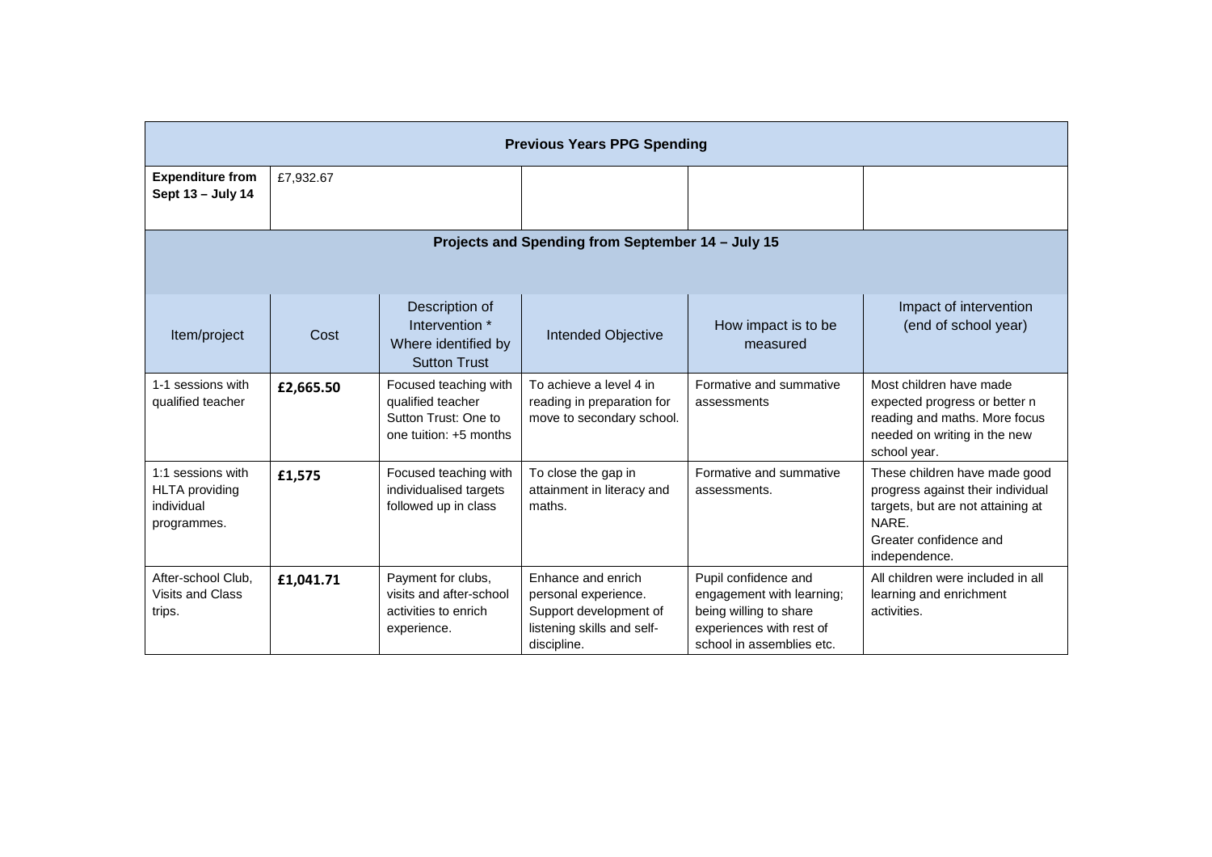| **Previous Years PPG Spending** | | | | | |
|---|---|---|---|---|---|
| **Expenditure from Sept 13 – July 14** | £7,932.67 | | | | |
| **Projects and Spending from September 14 – July 15** | | | | | |
| Item/project | Cost | Description of Intervention * Where identified by Sutton Trust | Intended Objective | How impact is to be measured | Impact of intervention (end of school year) |
| 1-1 sessions with qualified teacher | **£2,665.50** | Focused teaching with qualified teacher Sutton Trust: One to one tuition: +5 months | To achieve a level 4 in reading in preparation for move to secondary school. | Formative and summative assessments | Most children have made expected progress or better n reading and maths. More focus needed on writing in the new school year. |
| 1:1 sessions with HLTA providing individual programmes. | **£1,575** | Focused teaching with individualised targets followed up in class | To close the gap in attainment in literacy and maths. | Formative and summative assessments. | These children have made good progress against their individual targets, but are not attaining at NARE. Greater confidence and independence. |
| After-school Club, Visits and Class trips. | **£1,041.71** | Payment for clubs, visits and after-school activities to enrich experience. | Enhance and enrich personal experience. Support development of listening skills and self-discipline. | Pupil confidence and engagement with learning; being willing to share experiences with rest of school in assemblies etc. | All children were included in all learning and enrichment activities. |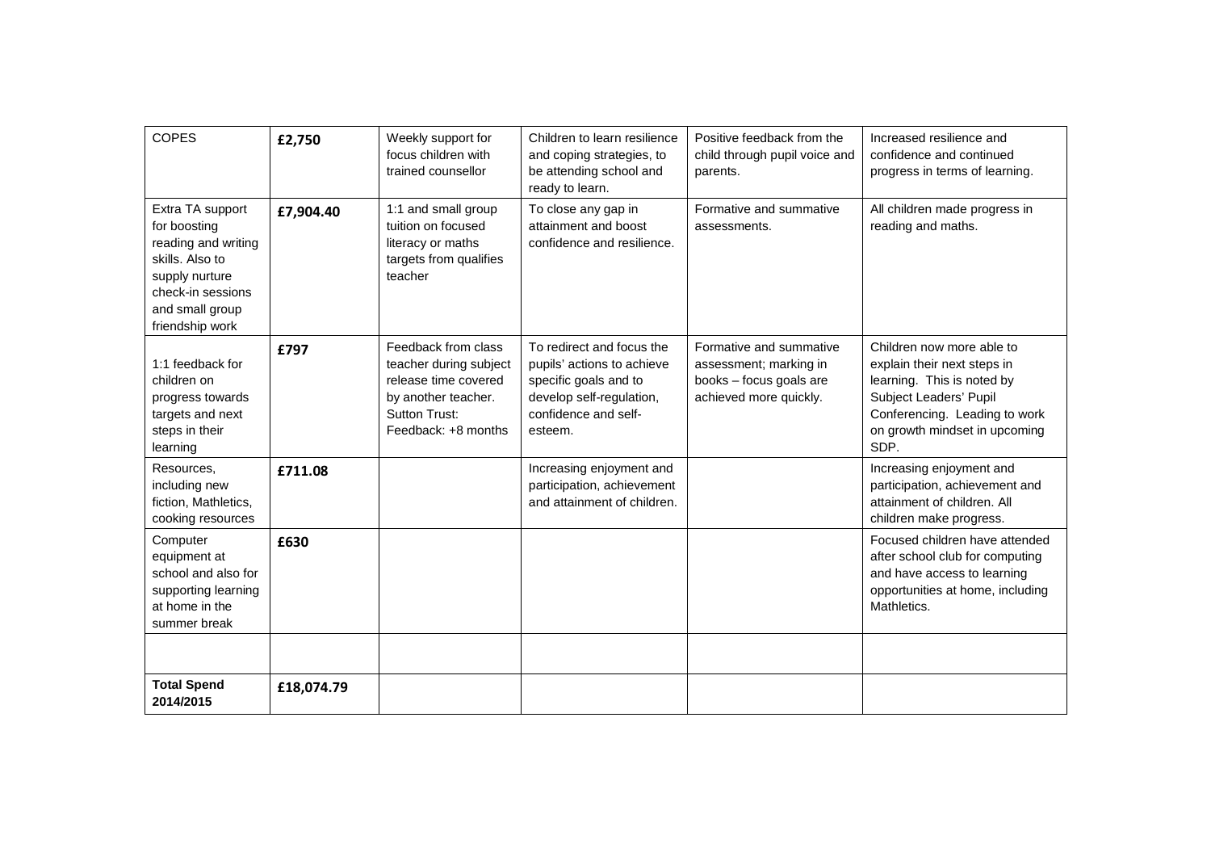| COPES | £2,750 | Weekly support for focus children with trained counsellor | Children to learn resilience and coping strategies, to be attending school and ready to learn. | Positive feedback from the child through pupil voice and parents. | Increased resilience and confidence and continued progress in terms of learning. |
|---|---|---|---|---|---|
| Extra TA support for boosting reading and writing skills. Also to supply nurture check-in sessions and small group friendship work | £7,904.40 | 1:1 and small group tuition on focused literacy or maths targets from qualifies teacher | To close any gap in attainment and boost confidence and resilience. | Formative and summative assessments. | All children made progress in reading and maths. |
| 1:1 feedback for children on progress towards targets and next steps in their learning | £797 | Feedback from class teacher during subject release time covered by another teacher. Sutton Trust: Feedback: +8 months | To redirect and focus the pupils' actions to achieve specific goals and to develop self-regulation, confidence and self-esteem. | Formative and summative assessment; marking in books – focus goals are achieved more quickly. | Children now more able to explain their next steps in learning. This is noted by Subject Leaders' Pupil Conferencing. Leading to work on growth mindset in upcoming SDP. |
| Resources, including new fiction, Mathletics, cooking resources | £711.08 | | Increasing enjoyment and participation, achievement and attainment of children. | | Increasing enjoyment and participation, achievement and attainment of children. All children make progress. |
| Computer equipment at school and also for supporting learning at home in the summer break | £630 | | | | Focused children have attended after school club for computing and have access to learning opportunities at home, including Mathletics. |
| | | | | | |
| **Total Spend 2014/2015** | **£18,074.79** | | | | |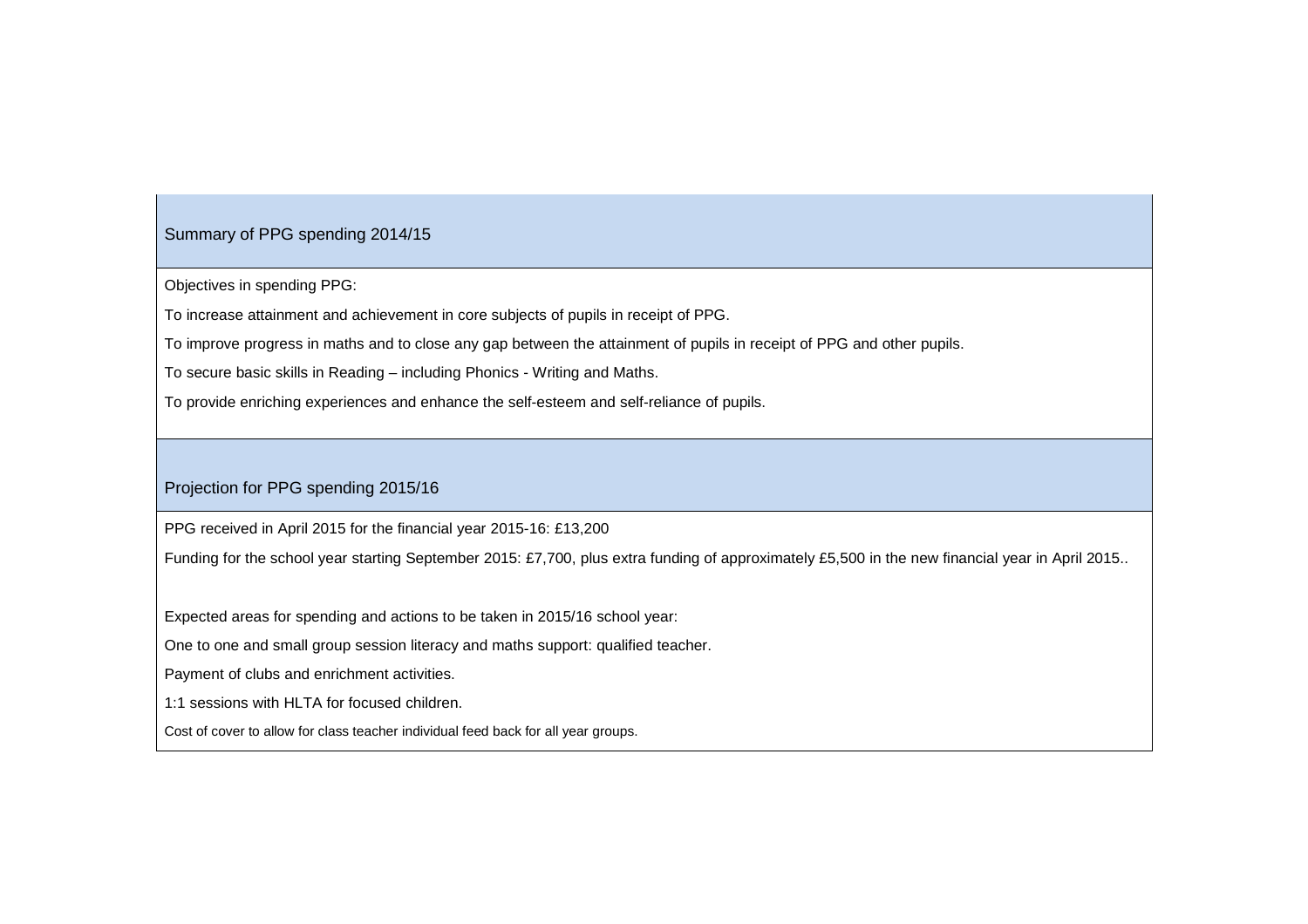## Summary of PPG spending 2014/15

Objectives in spending PPG:

To increase attainment and achievement in core subjects of pupils in receipt of PPG.

To improve progress in maths and to close any gap between the attainment of pupils in receipt of PPG and other pupils.

To secure basic skills in Reading – including Phonics - Writing and Maths.

To provide enriching experiences and enhance the self-esteem and self-reliance of pupils.

## Projection for PPG spending 2015/16

PPG received in April 2015 for the financial year 2015-16: £13,200

Funding for the school year starting September 2015: £7,700, plus extra funding of approximately £5,500 in the new financial year in April 2015..

Expected areas for spending and actions to be taken in 2015/16 school year:

One to one and small group session literacy and maths support: qualified teacher.

Payment of clubs and enrichment activities.

1:1 sessions with HLTA for focused children.

Cost of cover to allow for class teacher individual feed back for all year groups.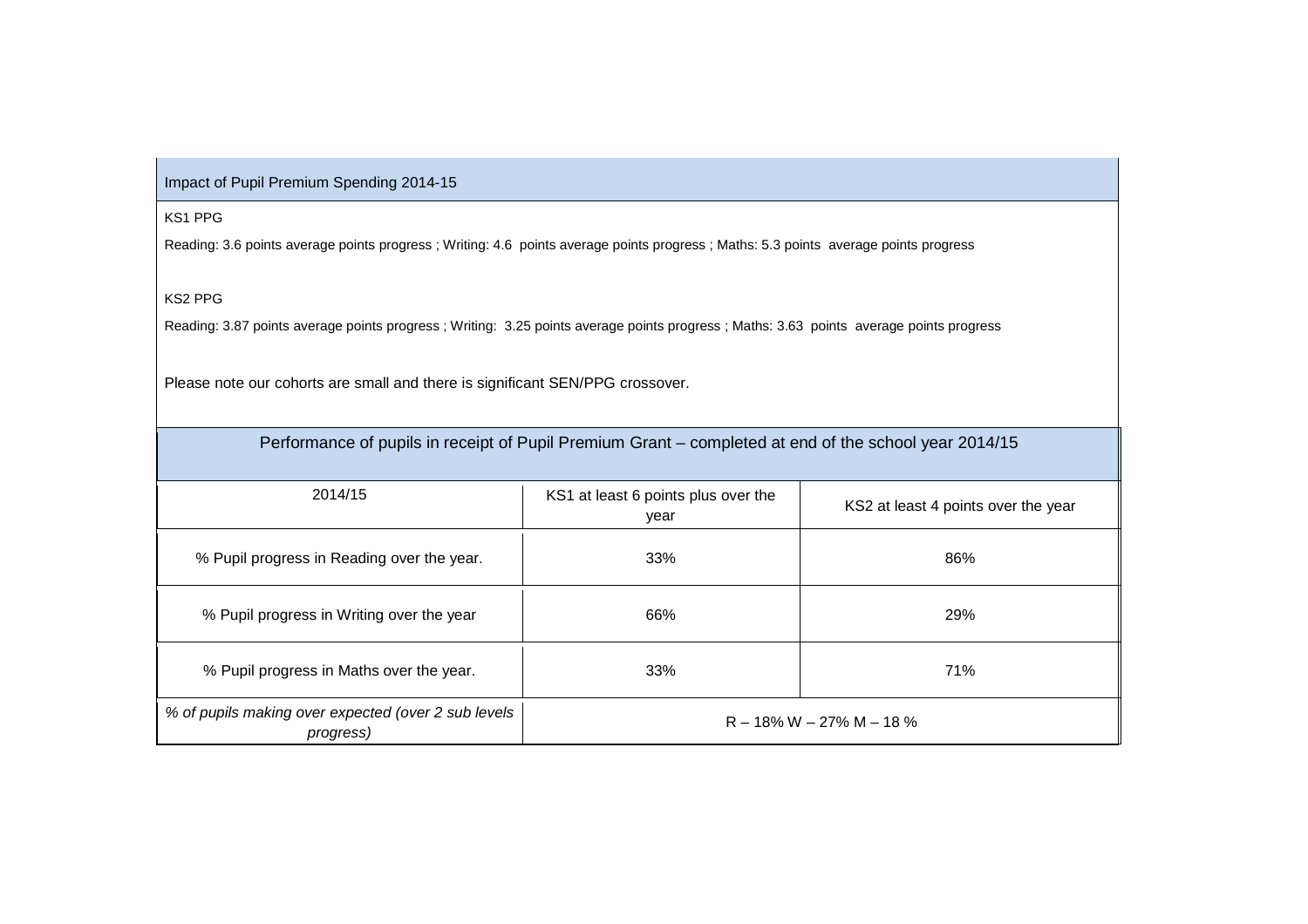## Impact of Pupil Premium Spending 2014-15

KS1 PPG

Reading: 3.6 points average points progress ; Writing: 4.6 points average points progress ; Maths: 5.3 points average points progress

KS2 PPG

Reading: 3.87 points average points progress ; Writing: 3.25 points average points progress ; Maths: 3.63 points average points progress

Please note our cohorts are small and there is significant SEN/PPG crossover.

## Performance of pupils in receipt of Pupil Premium Grant – completed at end of the school year 2014/15

| 2014/15 | KS1 at least 6 points plus over the year | KS2 at least 4 points over the year |
|---|---|---|
| % Pupil progress in Reading over the year. | 33% | 86% |
| % Pupil progress in Writing over the year | 66% | 29% |
| % Pupil progress in Maths over the year. | 33% | 71% |
| *% of pupils making over expected (over 2 sub levels progress)* | R – 18% W – 27% M – 18 % | |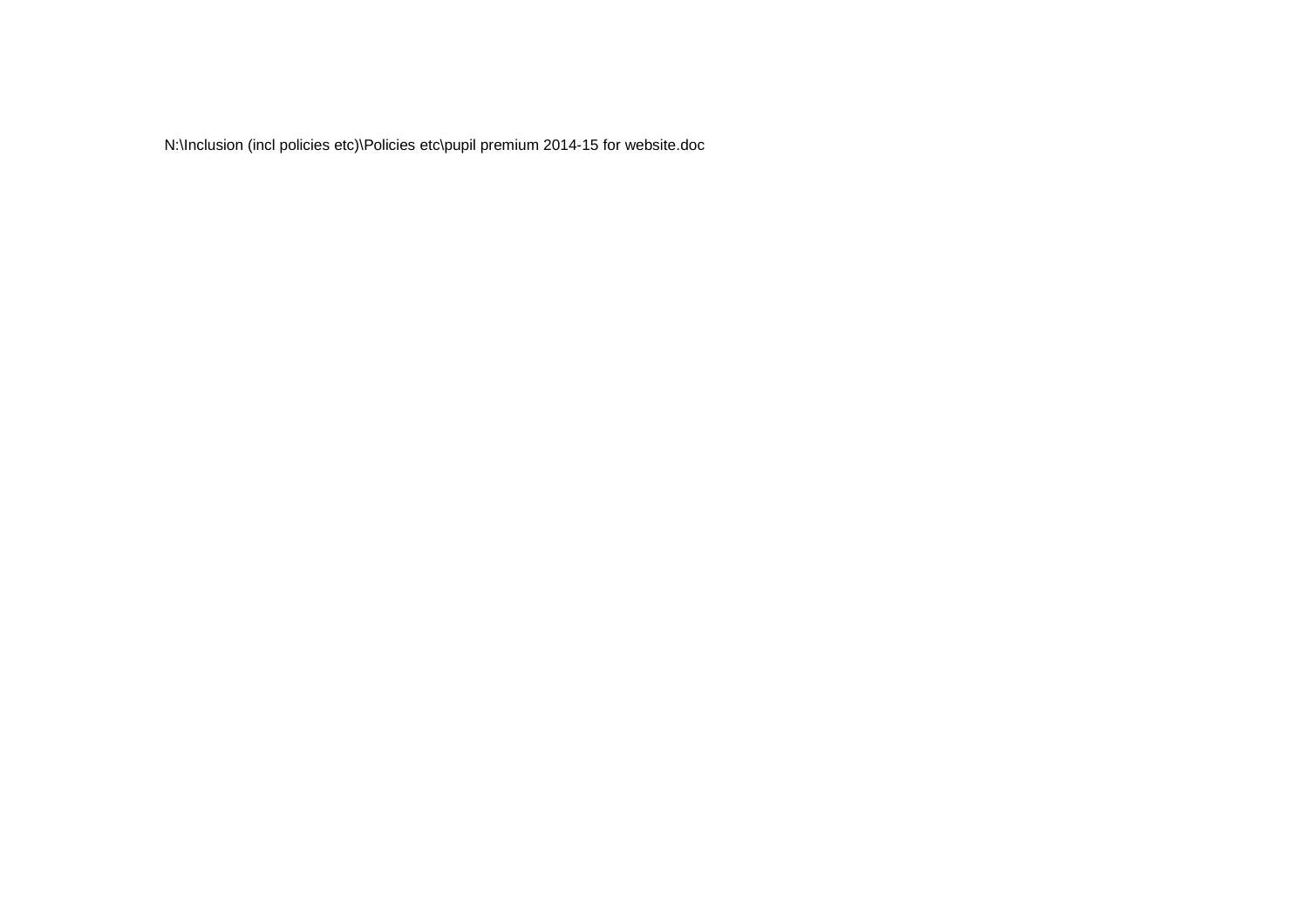N:\Inclusion (incl policies etc)\Policies etc\pupil premium 2014-15 for website.doc